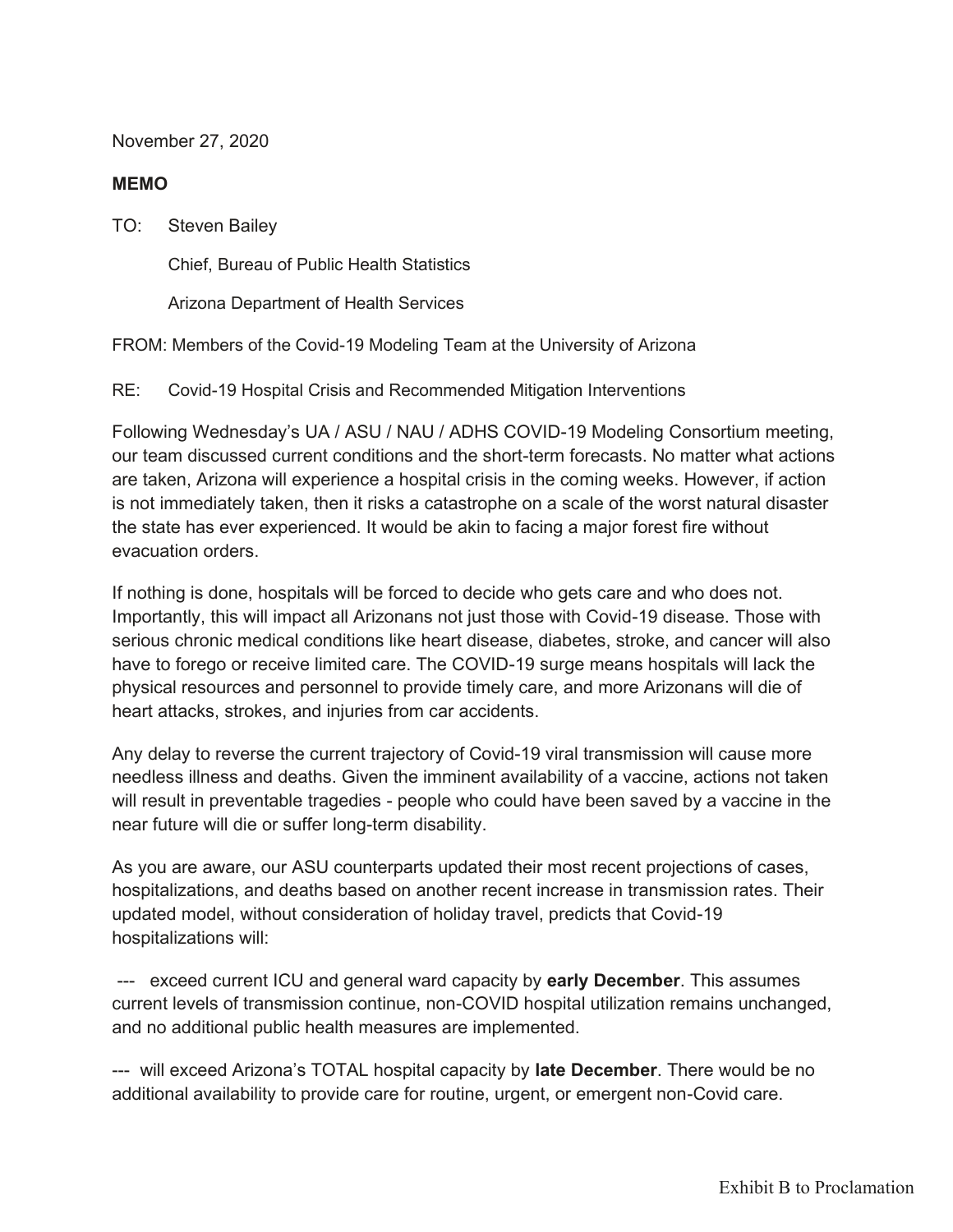November 27, 2020

**MEMO**

TO: Steven Bailey

Chief, Bureau of Public Health Statistics

Arizona Department of Health Services

FROM: Members of the Covid-19 Modeling Team at the University of Arizona

RE: Covid-19 Hospital Crisis and Recommended Mitigation Interventions

Following Wednesday's UA / ASU / NAU / ADHS COVID-19 Modeling Consortium meeting, our team discussed current conditions and the short-term forecasts. No matter what actions are taken, Arizona will experience a hospital crisis in the coming weeks. However, if action is not immediately taken, then it risks a catastrophe on a scale of the worst natural disaster the state has ever experienced. It would be akin to facing a major forest fire without evacuation orders.

If nothing is done, hospitals will be forced to decide who gets care and who does not. Importantly, this will impact all Arizonans not just those with Covid-19 disease. Those with serious chronic medical conditions like heart disease, diabetes, stroke, and cancer will also have to forego or receive limited care. The COVID-19 surge means hospitals will lack the physical resources and personnel to provide timely care, and more Arizonans will die of heart attacks, strokes, and injuries from car accidents.

Any delay to reverse the current trajectory of Covid-19 viral transmission will cause more needless illness and deaths. Given the imminent availability of a vaccine, actions not taken will result in preventable tragedies - people who could have been saved by a vaccine in the near future will die or suffer long-term disability.

As you are aware, our ASU counterparts updated their most recent projections of cases, hospitalizations, and deaths based on another recent increase in transmission rates. Their updated model, without consideration of holiday travel, predicts that Covid-19 hospitalizations will:

--- exceed current ICU and general ward capacity by **early December**. This assumes current levels of transmission continue, non-COVID hospital utilization remains unchanged, and no additional public health measures are implemented.

--- will exceed Arizona's TOTAL hospital capacity by **late December**. There would be no additional availability to provide care for routine, urgent, or emergent non-Covid care.

Exhibit B to Proclamation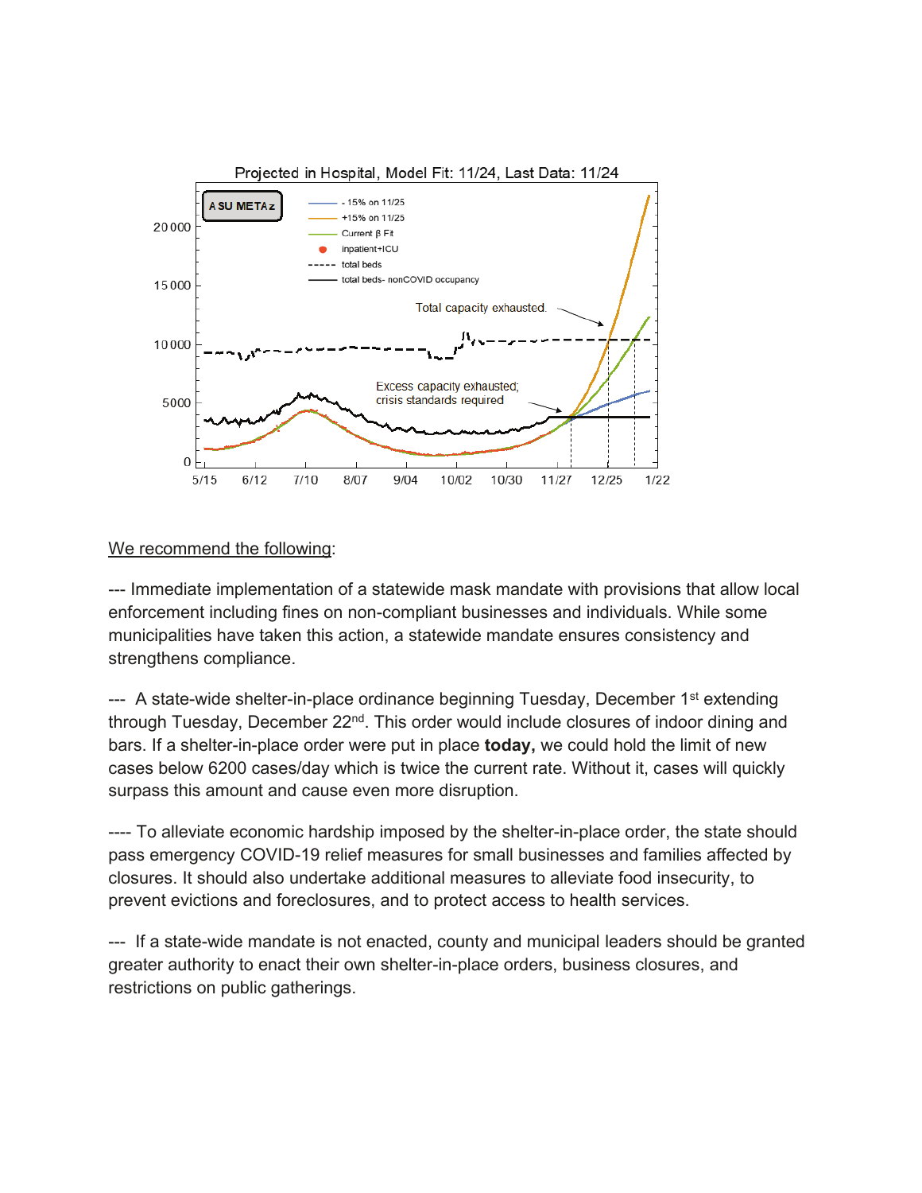Projected in Hospital, Model Fit: 11/24, Last Data: 11/24

ASU METAz

- 15% on 11/25
+15% on 11/25
Current β Fit
inpatient+ICU
total beds
total beds- nonCOVID occupancy

Total capacity exhausted.

Excess capacity exhausted; crisis standards required

20000
15000
10000
5000
0

5/15 6/12 7/10 8/07 9/04 10/02 10/30 11/27 12/25 1/22

We recommend the following:

--- Immediate implementation of a statewide mask mandate with provisions that allow local enforcement including fines on non-compliant businesses and individuals. While some municipalities have taken this action, a statewide mandate ensures consistency and strengthens compliance.

--- A state-wide shelter-in-place ordinance beginning Tuesday, December 1st extending through Tuesday, December 22nd. This order would include closures of indoor dining and bars. If a shelter-in-place order were put in place **today,** we could hold the limit of new cases below 6200 cases/day which is twice the current rate. Without it, cases will quickly surpass this amount and cause even more disruption.

---- To alleviate economic hardship imposed by the shelter-in-place order, the state should pass emergency COVID-19 relief measures for small businesses and families affected by closures. It should also undertake additional measures to alleviate food insecurity, to prevent evictions and foreclosures, and to protect access to health services.

--- If a state-wide mandate is not enacted, county and municipal leaders should be granted greater authority to enact their own shelter-in-place orders, business closures, and restrictions on public gatherings.